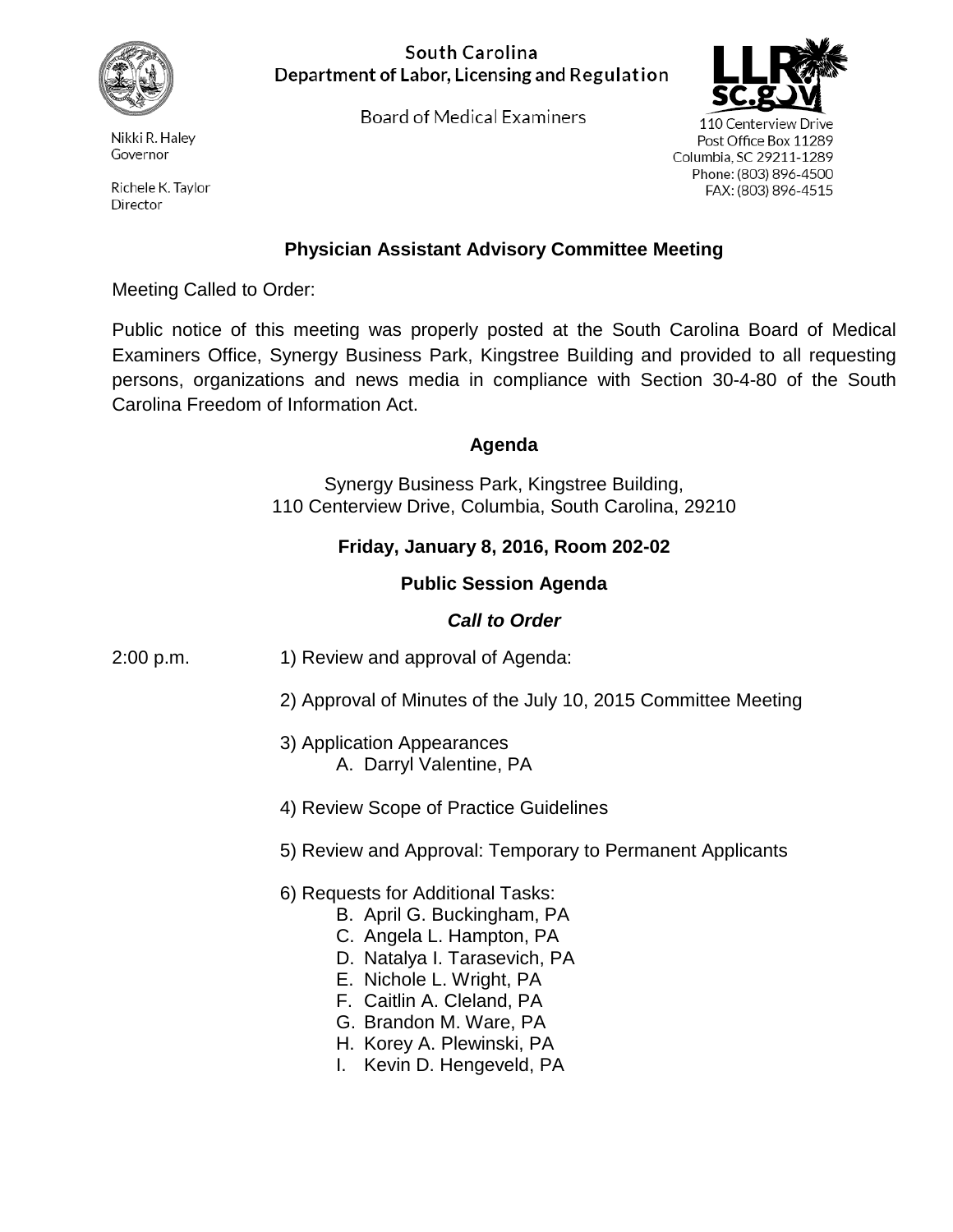South Carolina
Department of Labor, Licensing and Regulation

Board of Medical Examiners

Nikki R. Haley
Governor

Richele K. Taylor
Director

110 Centerview Drive
Post Office Box 11289
Columbia, SC 29211-1289
Phone: (803) 896-4500
FAX: (803) 896-4515

## Physician Assistant Advisory Committee Meeting

Meeting Called to Order:

Public notice of this meeting was properly posted at the South Carolina Board of Medical Examiners Office, Synergy Business Park, Kingstree Building and provided to all requesting persons, organizations and news media in compliance with Section 30-4-80 of the South Carolina Freedom of Information Act.

### Agenda

Synergy Business Park, Kingstree Building,
110 Centerview Drive, Columbia, South Carolina, 29210

**Friday, January 8, 2016, Room 202-02**

**Public Session Agenda**

***Call to Order***

2:00 p.m.

1) Review and approval of Agenda:

2) Approval of Minutes of the July 10, 2015 Committee Meeting

3) Application Appearances
   A. Darryl Valentine, PA

4) Review Scope of Practice Guidelines

5) Review and Approval: Temporary to Permanent Applicants

6) Requests for Additional Tasks:
   B. April G. Buckingham, PA
   C. Angela L. Hampton, PA
   D. Natalya I. Tarasevich, PA
   E. Nichole L. Wright, PA
   F. Caitlin A. Cleland, PA
   G. Brandon M. Ware, PA
   H. Korey A. Plewinski, PA
   I. Kevin D. Hengeveld, PA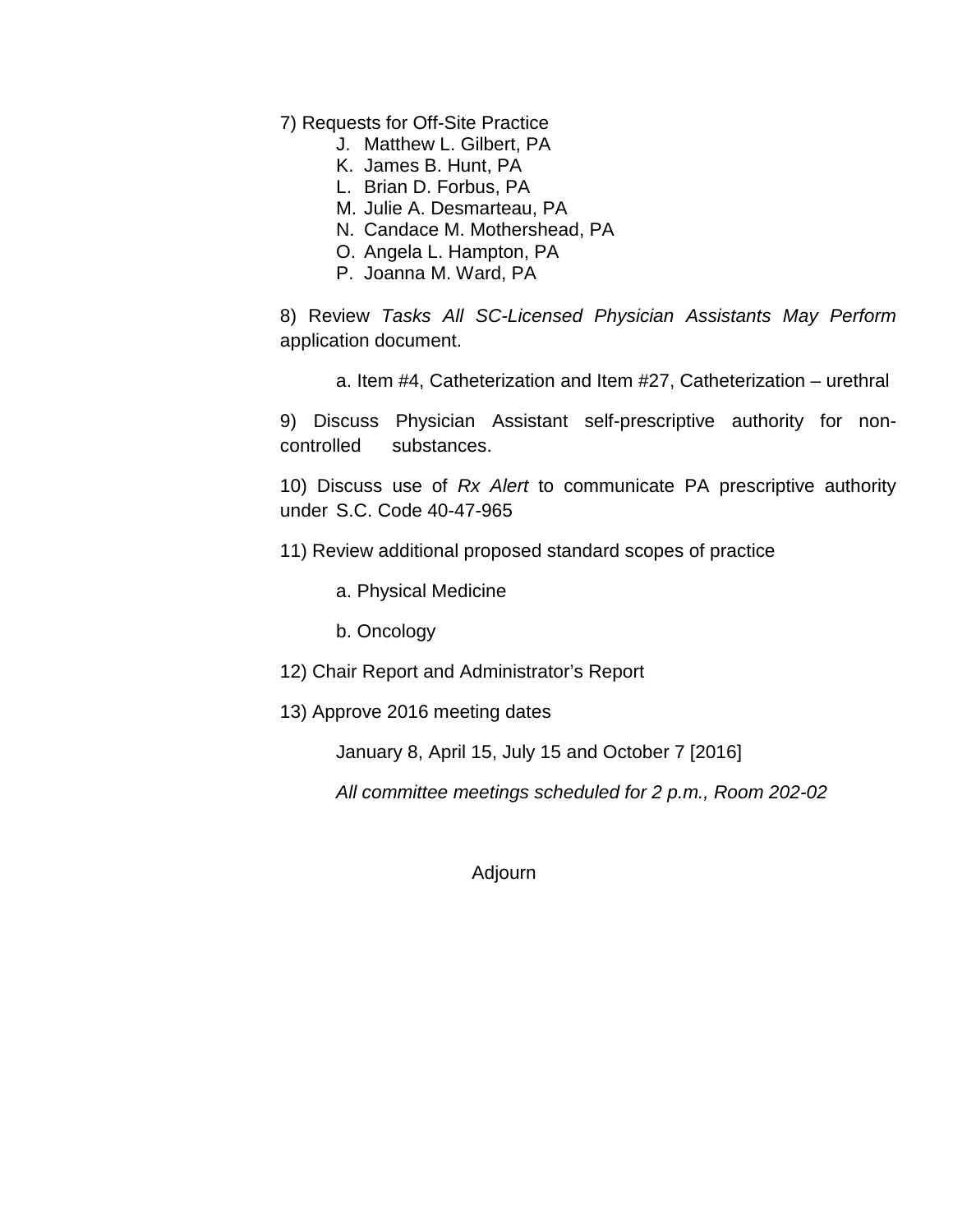7) Requests for Off-Site Practice

J. Matthew L. Gilbert, PA
K. James B. Hunt, PA
L. Brian D. Forbus, PA
M. Julie A. Desmarteau, PA
N. Candace M. Mothershead, PA
O. Angela L. Hampton, PA
P. Joanna M. Ward, PA

8) Review *Tasks All SC-Licensed Physician Assistants May Perform* application document.

a. Item #4, Catheterization and Item #27, Catheterization – urethral

9) Discuss Physician Assistant self-prescriptive authority for non-controlled substances.

10) Discuss use of *Rx Alert* to communicate PA prescriptive authority under S.C. Code 40-47-965

11) Review additional proposed standard scopes of practice

a. Physical Medicine

b. Oncology

12) Chair Report and Administrator's Report

13) Approve 2016 meeting dates

January 8, April 15, July 15 and October 7 [2016]

*All committee meetings scheduled for 2 p.m., Room 202-02*

Adjourn